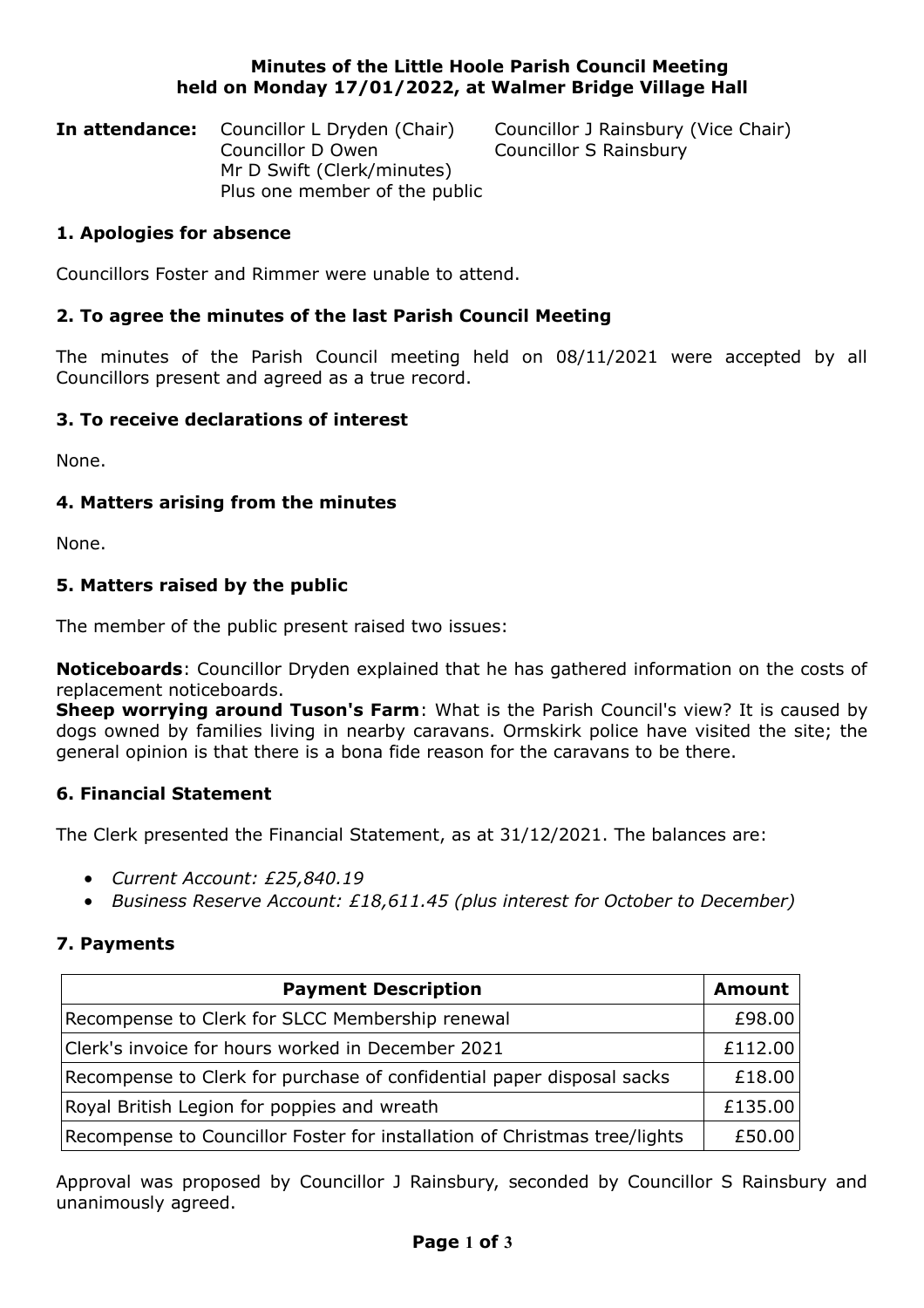# Minutes of the Little Hoole Parish Council Meeting held on Monday 17/01/2022, at Walmer Bridge Village Hall

**In attendance:** Councillor L Dryden (Chair)
Councillor J Rainsbury (Vice Chair)
Councillor D Owen
Councillor S Rainsbury
Mr D Swift (Clerk/minutes)
Plus one member of the public

## 1. Apologies for absence

Councillors Foster and Rimmer were unable to attend.

## 2. To agree the minutes of the last Parish Council Meeting

The minutes of the Parish Council meeting held on 08/11/2021 were accepted by all Councillors present and agreed as a true record.

## 3. To receive declarations of interest

None.

## 4. Matters arising from the minutes

None.

## 5. Matters raised by the public

The member of the public present raised two issues:

**Noticeboards**: Councillor Dryden explained that he has gathered information on the costs of replacement noticeboards.
**Sheep worrying around Tuson's Farm**: What is the Parish Council's view? It is caused by dogs owned by families living in nearby caravans. Ormskirk police have visited the site; the general opinion is that there is a bona fide reason for the caravans to be there.

## 6. Financial Statement

The Clerk presented the Financial Statement, as at 31/12/2021. The balances are:

- *Current Account: £25,840.19*
- *Business Reserve Account: £18,611.45 (plus interest for October to December)*

## 7. Payments

| Payment Description | Amount |
|---|---|
| Recompense to Clerk for SLCC Membership renewal | £98.00 |
| Clerk's invoice for hours worked in December 2021 | £112.00 |
| Recompense to Clerk for purchase of confidential paper disposal sacks | £18.00 |
| Royal British Legion for poppies and wreath | £135.00 |
| Recompense to Councillor Foster for installation of Christmas tree/lights | £50.00 |

Approval was proposed by Councillor J Rainsbury, seconded by Councillor S Rainsbury and unanimously agreed.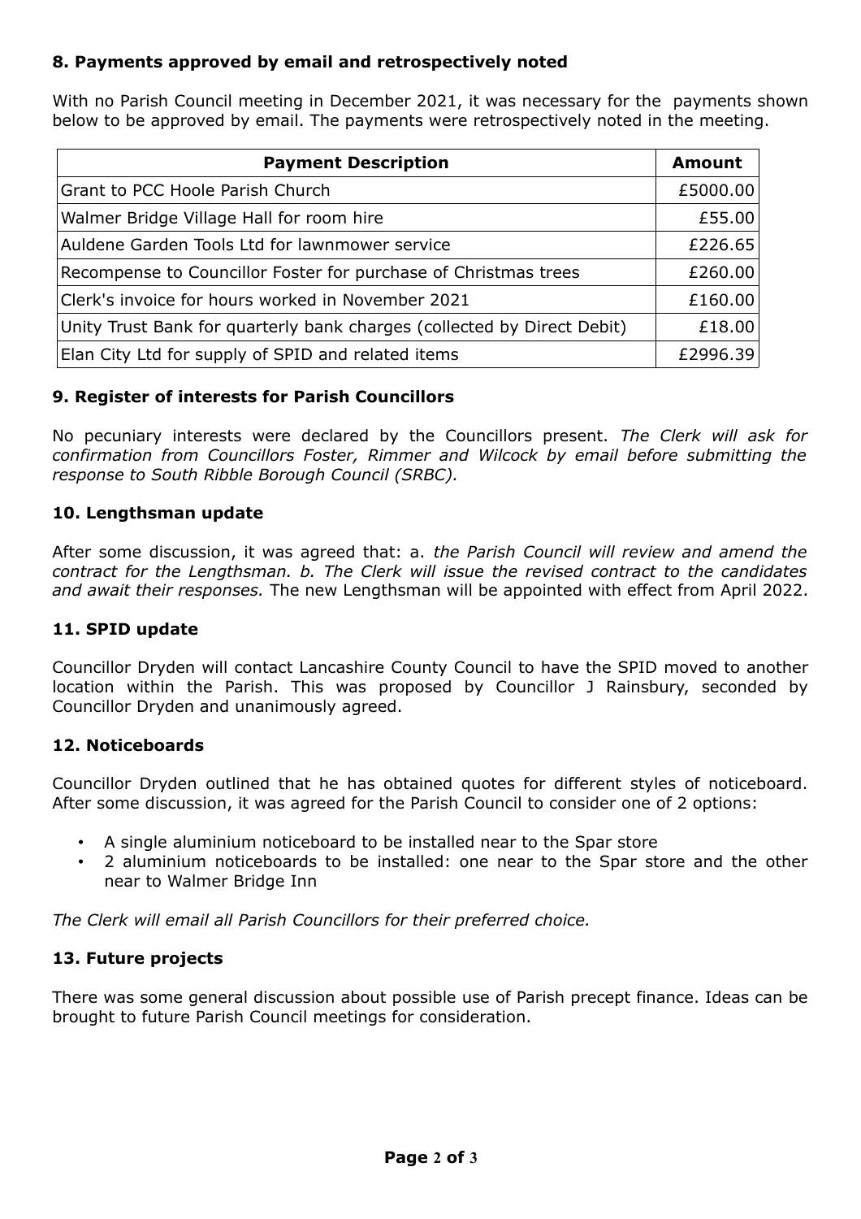### 8. Payments approved by email and retrospectively noted

With no Parish Council meeting in December 2021, it was necessary for the payments shown below to be approved by email. The payments were retrospectively noted in the meeting.

| Payment Description | Amount |
|---|---|
| Grant to PCC Hoole Parish Church | £5000.00 |
| Walmer Bridge Village Hall for room hire | £55.00 |
| Auldene Garden Tools Ltd for lawnmower service | £226.65 |
| Recompense to Councillor Foster for purchase of Christmas trees | £260.00 |
| Clerk's invoice for hours worked in November 2021 | £160.00 |
| Unity Trust Bank for quarterly bank charges (collected by Direct Debit) | £18.00 |
| Elan City Ltd for supply of SPID and related items | £2996.39 |

### 9. Register of interests for Parish Councillors

No pecuniary interests were declared by the Councillors present. *The Clerk will ask for confirmation from Councillors Foster, Rimmer and Wilcock by email before submitting the response to South Ribble Borough Council (SRBC).*

### 10. Lengthsman update

After some discussion, it was agreed that: a. *the Parish Council will review and amend the contract for the Lengthsman. b. The Clerk will issue the revised contract to the candidates and await their responses.* The new Lengthsman will be appointed with effect from April 2022.

### 11. SPID update

Councillor Dryden will contact Lancashire County Council to have the SPID moved to another location within the Parish. This was proposed by Councillor J Rainsbury, seconded by Councillor Dryden and unanimously agreed.

### 12. Noticeboards

Councillor Dryden outlined that he has obtained quotes for different styles of noticeboard. After some discussion, it was agreed for the Parish Council to consider one of 2 options:

- A single aluminium noticeboard to be installed near to the Spar store
- 2 aluminium noticeboards to be installed: one near to the Spar store and the other near to Walmer Bridge Inn

*The Clerk will email all Parish Councillors for their preferred choice.*

### 13. Future projects

There was some general discussion about possible use of Parish precept finance. Ideas can be brought to future Parish Council meetings for consideration.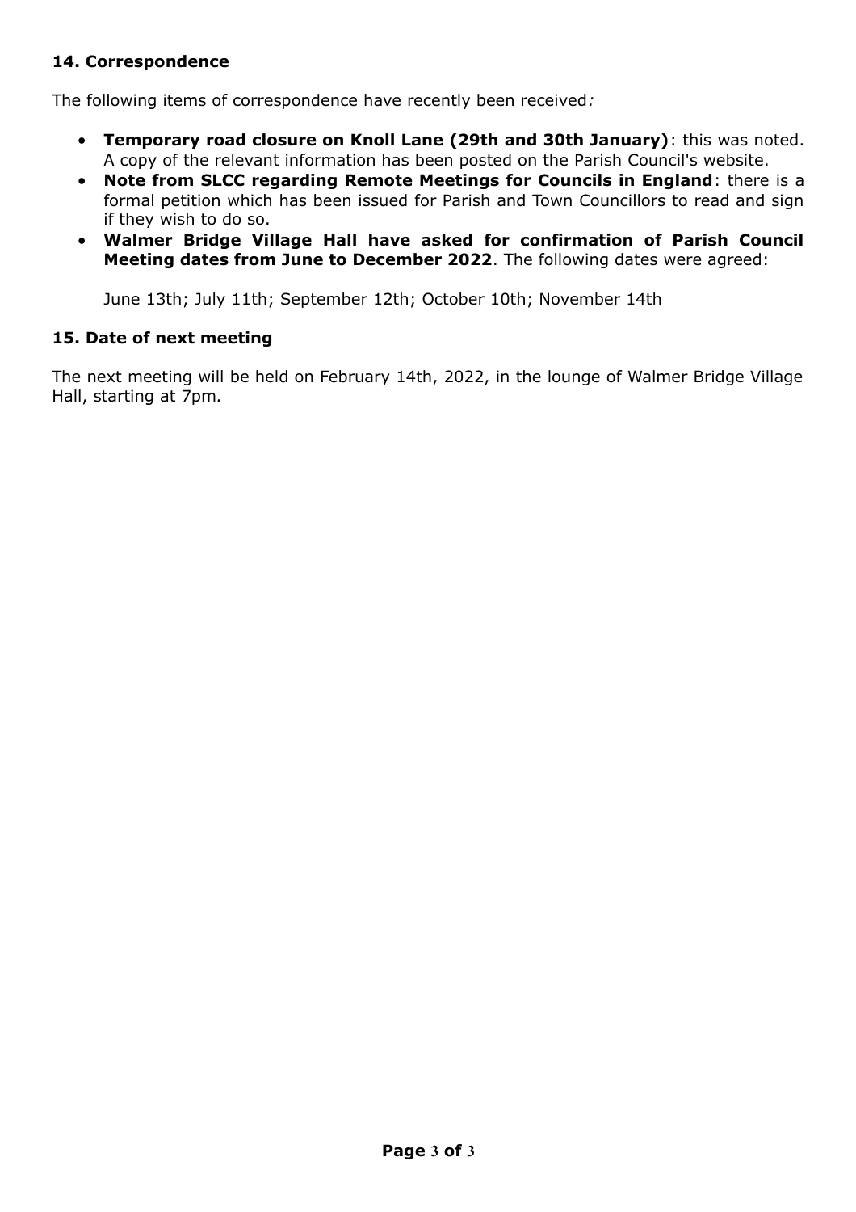### 14. Correspondence

The following items of correspondence have recently been received*:*

- **Temporary road closure on Knoll Lane (29th and 30th January)**: this was noted. A copy of the relevant information has been posted on the Parish Council's website.
- **Note from SLCC regarding Remote Meetings for Councils in England**: there is a formal petition which has been issued for Parish and Town Councillors to read and sign if they wish to do so.
- **Walmer Bridge Village Hall have asked for confirmation of Parish Council Meeting dates from June to December 2022**. The following dates were agreed:

  June 13th; July 11th; September 12th; October 10th; November 14th

### 15. Date of next meeting

The next meeting will be held on February 14th, 2022, in the lounge of Walmer Bridge Village Hall, starting at 7pm*.*